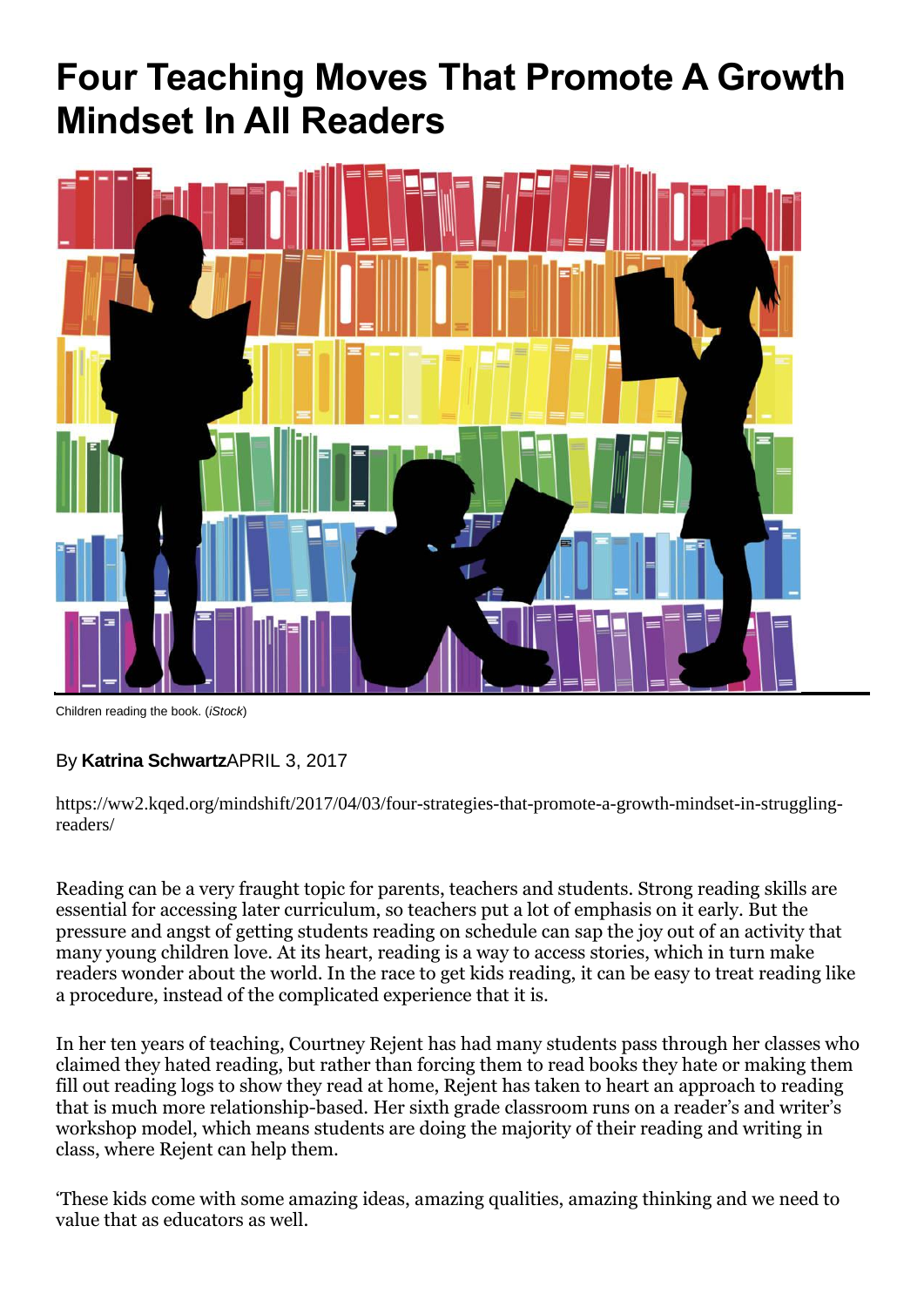# Four Teaching Moves That Promote A Growth Mindset In All Readers

Children reading the book. (*iStock*)

By **Katrina Schwartz**APRIL 3, 2017

https://ww2.kqed.org/mindshift/2017/04/03/four-strategies-that-promote-a-growth-mindset-in-struggling-readers/

Reading can be a very fraught topic for parents, teachers and students. Strong reading skills are essential for accessing later curriculum, so teachers put a lot of emphasis on it early. But the pressure and angst of getting students reading on schedule can sap the joy out of an activity that many young children love. At its heart, reading is a way to access stories, which in turn make readers wonder about the world. In the race to get kids reading, it can be easy to treat reading like a procedure, instead of the complicated experience that it is.

In her ten years of teaching, Courtney Rejent has had many students pass through her classes who claimed they hated reading, but rather than forcing them to read books they hate or making them fill out reading logs to show they read at home, Rejent has taken to heart an approach to reading that is much more relationship-based. Her sixth grade classroom runs on a reader's and writer's workshop model, which means students are doing the majority of their reading and writing in class, where Rejent can help them.

'These kids come with some amazing ideas, amazing qualities, amazing thinking and we need to value that as educators as well.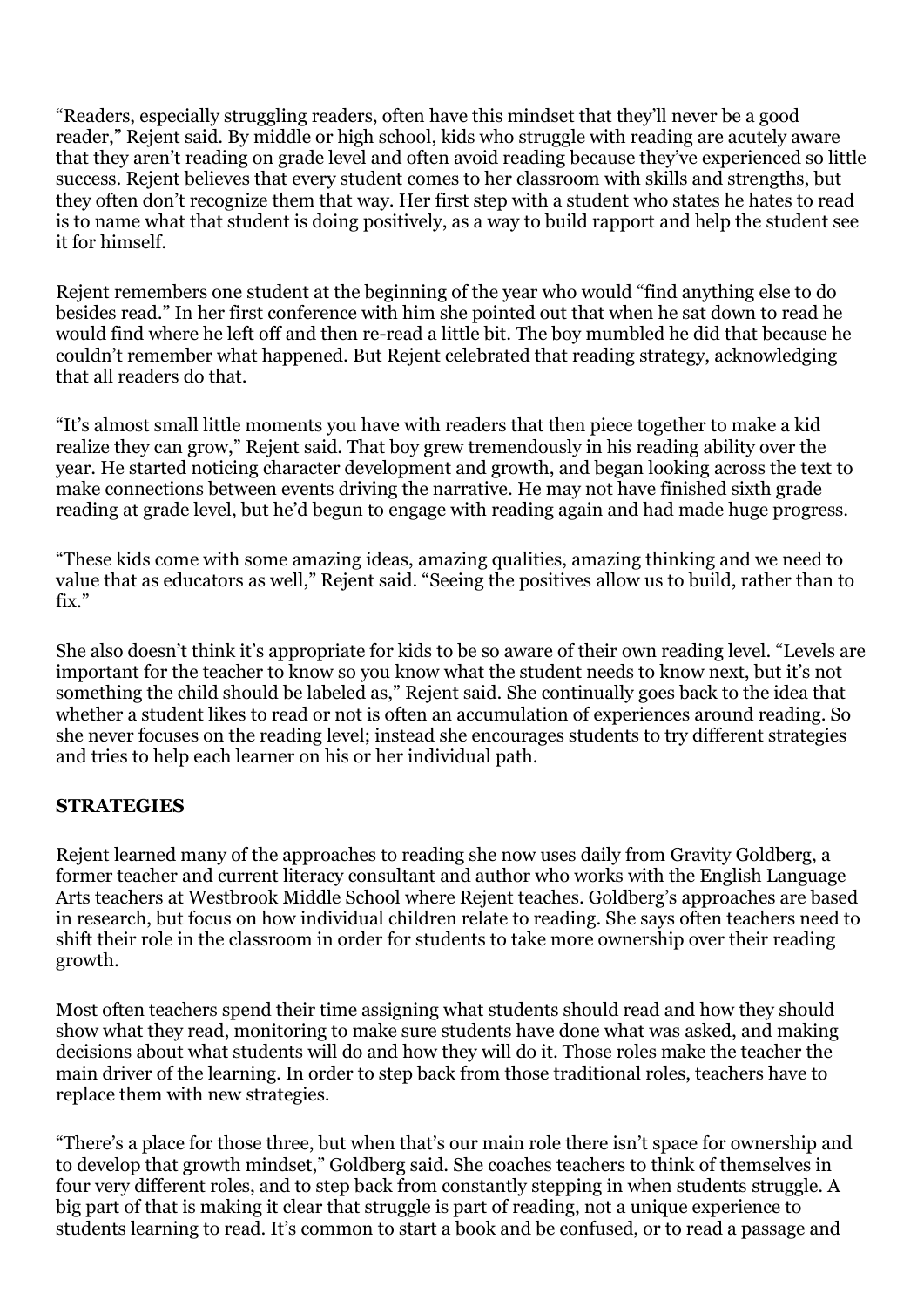"Readers, especially struggling readers, often have this mindset that they'll never be a good reader," Rejent said. By middle or high school, kids who struggle with reading are acutely aware that they aren't reading on grade level and often avoid reading because they've experienced so little success. Rejent believes that every student comes to her classroom with skills and strengths, but they often don't recognize them that way. Her first step with a student who states he hates to read is to name what that student is doing positively, as a way to build rapport and help the student see it for himself.

Rejent remembers one student at the beginning of the year who would "find anything else to do besides read." In her first conference with him she pointed out that when he sat down to read he would find where he left off and then re-read a little bit. The boy mumbled he did that because he couldn't remember what happened. But Rejent celebrated that reading strategy, acknowledging that all readers do that.

"It's almost small little moments you have with readers that then piece together to make a kid realize they can grow," Rejent said. That boy grew tremendously in his reading ability over the year. He started noticing character development and growth, and began looking across the text to make connections between events driving the narrative. He may not have finished sixth grade reading at grade level, but he'd begun to engage with reading again and had made huge progress.

"These kids come with some amazing ideas, amazing qualities, amazing thinking and we need to value that as educators as well," Rejent said. "Seeing the positives allow us to build, rather than to fix."

She also doesn't think it's appropriate for kids to be so aware of their own reading level. "Levels are important for the teacher to know so you know what the student needs to know next, but it's not something the child should be labeled as," Rejent said. She continually goes back to the idea that whether a student likes to read or not is often an accumulation of experiences around reading. So she never focuses on the reading level; instead she encourages students to try different strategies and tries to help each learner on his or her individual path.

## STRATEGIES

Rejent learned many of the approaches to reading she now uses daily from Gravity Goldberg, a former teacher and current literacy consultant and author who works with the English Language Arts teachers at Westbrook Middle School where Rejent teaches. Goldberg's approaches are based in research, but focus on how individual children relate to reading. She says often teachers need to shift their role in the classroom in order for students to take more ownership over their reading growth.

Most often teachers spend their time assigning what students should read and how they should show what they read, monitoring to make sure students have done what was asked, and making decisions about what students will do and how they will do it. Those roles make the teacher the main driver of the learning. In order to step back from those traditional roles, teachers have to replace them with new strategies.

"There's a place for those three, but when that's our main role there isn't space for ownership and to develop that growth mindset," Goldberg said. She coaches teachers to think of themselves in four very different roles, and to step back from constantly stepping in when students struggle. A big part of that is making it clear that struggle is part of reading, not a unique experience to students learning to read. It's common to start a book and be confused, or to read a passage and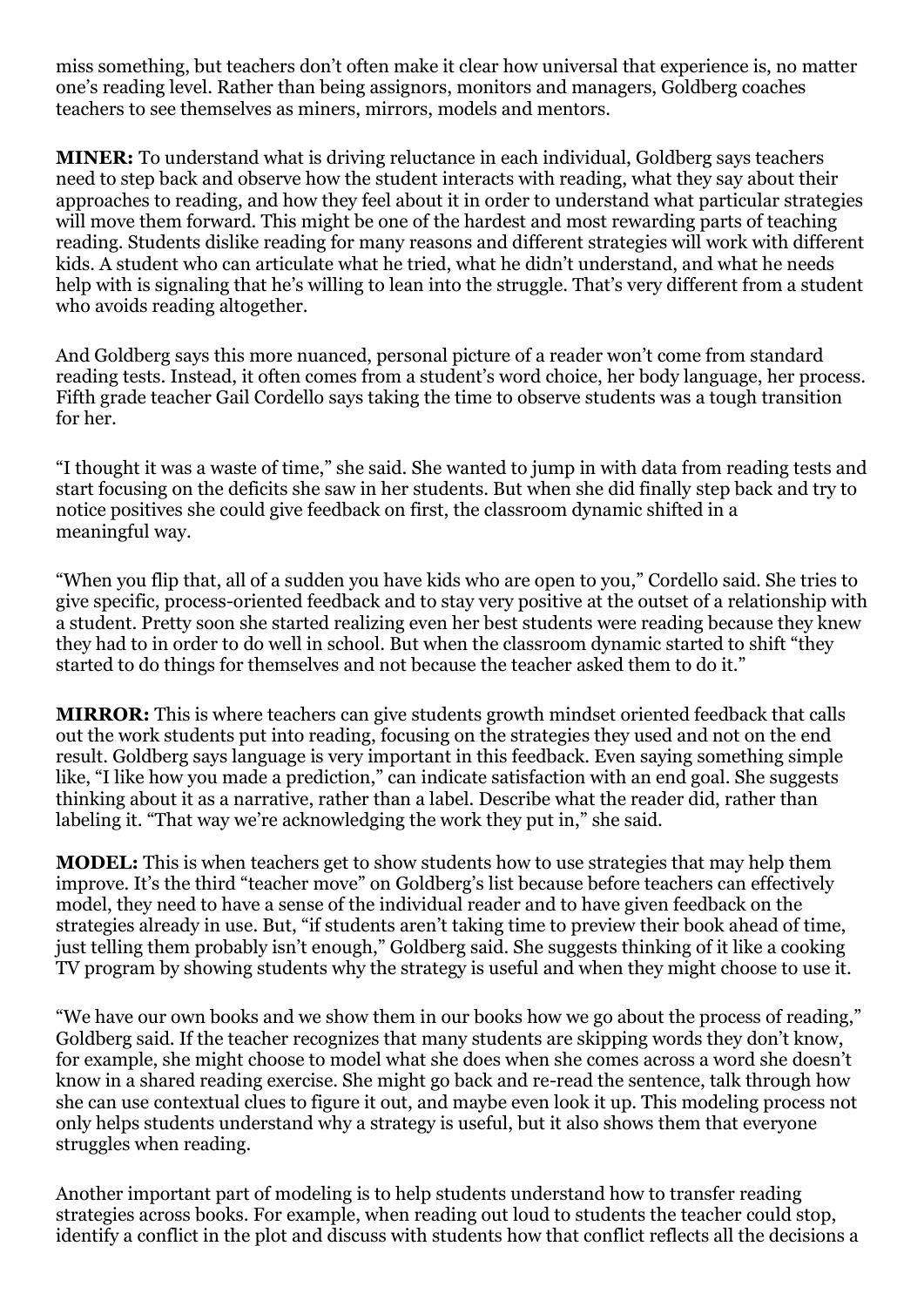miss something, but teachers don't often make it clear how universal that experience is, no matter one's reading level. Rather than being assignors, monitors and managers, Goldberg coaches teachers to see themselves as miners, mirrors, models and mentors.

**MINER:** To understand what is driving reluctance in each individual, Goldberg says teachers need to step back and observe how the student interacts with reading, what they say about their approaches to reading, and how they feel about it in order to understand what particular strategies will move them forward. This might be one of the hardest and most rewarding parts of teaching reading. Students dislike reading for many reasons and different strategies will work with different kids. A student who can articulate what he tried, what he didn't understand, and what he needs help with is signaling that he's willing to lean into the struggle. That's very different from a student who avoids reading altogether.

And Goldberg says this more nuanced, personal picture of a reader won't come from standard reading tests. Instead, it often comes from a student's word choice, her body language, her process. Fifth grade teacher Gail Cordello says taking the time to observe students was a tough transition for her.

"I thought it was a waste of time," she said. She wanted to jump in with data from reading tests and start focusing on the deficits she saw in her students. But when she did finally step back and try to notice positives she could give feedback on first, the classroom dynamic shifted in a meaningful way.

"When you flip that, all of a sudden you have kids who are open to you," Cordello said. She tries to give specific, process-oriented feedback and to stay very positive at the outset of a relationship with a student. Pretty soon she started realizing even her best students were reading because they knew they had to in order to do well in school. But when the classroom dynamic started to shift "they started to do things for themselves and not because the teacher asked them to do it."

**MIRROR:** This is where teachers can give students growth mindset oriented feedback that calls out the work students put into reading, focusing on the strategies they used and not on the end result. Goldberg says language is very important in this feedback. Even saying something simple like, "I like how you made a prediction," can indicate satisfaction with an end goal. She suggests thinking about it as a narrative, rather than a label. Describe what the reader did, rather than labeling it. "That way we're acknowledging the work they put in," she said.

**MODEL:** This is when teachers get to show students how to use strategies that may help them improve. It's the third "teacher move" on Goldberg's list because before teachers can effectively model, they need to have a sense of the individual reader and to have given feedback on the strategies already in use. But, "if students aren't taking time to preview their book ahead of time, just telling them probably isn't enough," Goldberg said. She suggests thinking of it like a cooking TV program by showing students why the strategy is useful and when they might choose to use it.

"We have our own books and we show them in our books how we go about the process of reading," Goldberg said. If the teacher recognizes that many students are skipping words they don't know, for example, she might choose to model what she does when she comes across a word she doesn't know in a shared reading exercise. She might go back and re-read the sentence, talk through how she can use contextual clues to figure it out, and maybe even look it up. This modeling process not only helps students understand why a strategy is useful, but it also shows them that everyone struggles when reading.

Another important part of modeling is to help students understand how to transfer reading strategies across books. For example, when reading out loud to students the teacher could stop, identify a conflict in the plot and discuss with students how that conflict reflects all the decisions a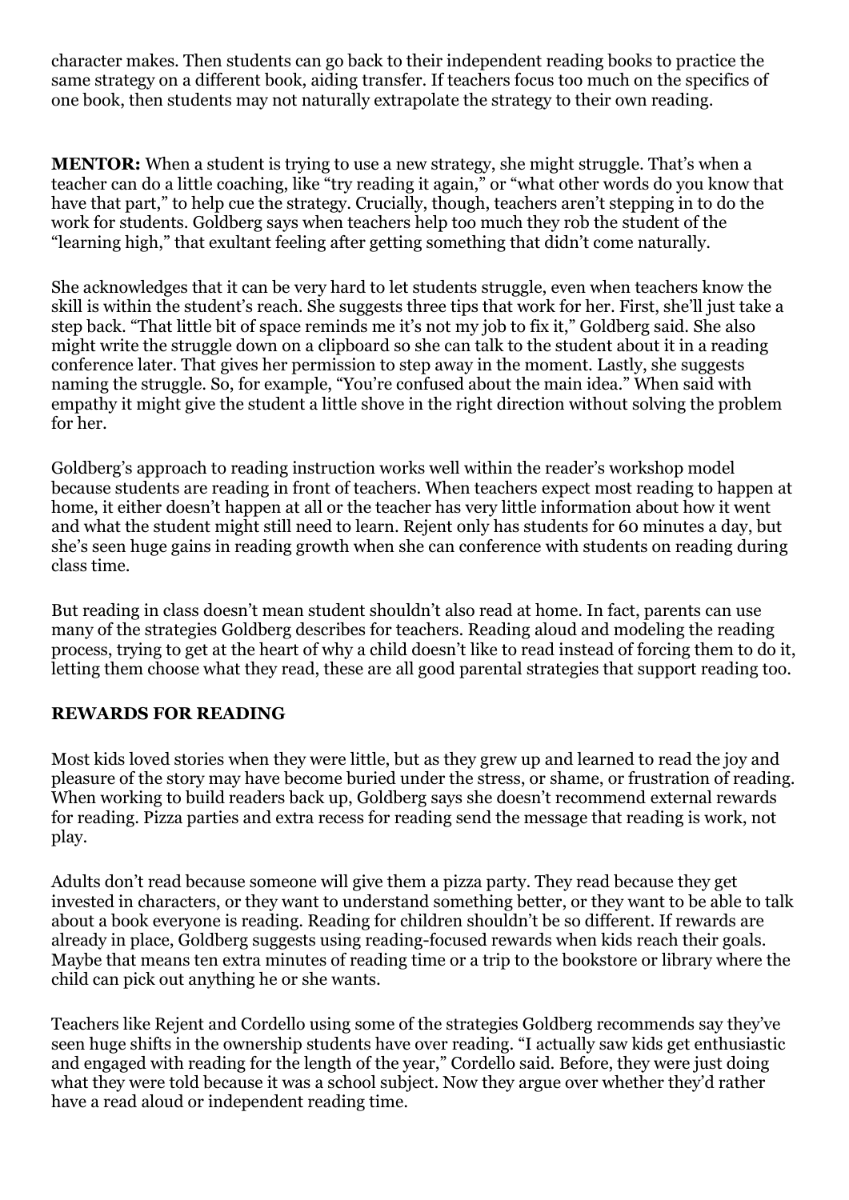character makes. Then students can go back to their independent reading books to practice the same strategy on a different book, aiding transfer. If teachers focus too much on the specifics of one book, then students may not naturally extrapolate the strategy to their own reading.

**MENTOR:** When a student is trying to use a new strategy, she might struggle. That's when a teacher can do a little coaching, like "try reading it again," or "what other words do you know that have that part," to help cue the strategy. Crucially, though, teachers aren't stepping in to do the work for students. Goldberg says when teachers help too much they rob the student of the "learning high," that exultant feeling after getting something that didn't come naturally.

She acknowledges that it can be very hard to let students struggle, even when teachers know the skill is within the student's reach. She suggests three tips that work for her. First, she'll just take a step back. "That little bit of space reminds me it's not my job to fix it," Goldberg said. She also might write the struggle down on a clipboard so she can talk to the student about it in a reading conference later. That gives her permission to step away in the moment. Lastly, she suggests naming the struggle. So, for example, "You're confused about the main idea." When said with empathy it might give the student a little shove in the right direction without solving the problem for her.

Goldberg's approach to reading instruction works well within the reader's workshop model because students are reading in front of teachers. When teachers expect most reading to happen at home, it either doesn't happen at all or the teacher has very little information about how it went and what the student might still need to learn. Rejent only has students for 60 minutes a day, but she's seen huge gains in reading growth when she can conference with students on reading during class time.

But reading in class doesn't mean student shouldn't also read at home. In fact, parents can use many of the strategies Goldberg describes for teachers. Reading aloud and modeling the reading process, trying to get at the heart of why a child doesn't like to read instead of forcing them to do it, letting them choose what they read, these are all good parental strategies that support reading too.

## REWARDS FOR READING

Most kids loved stories when they were little, but as they grew up and learned to read the joy and pleasure of the story may have become buried under the stress, or shame, or frustration of reading. When working to build readers back up, Goldberg says she doesn't recommend external rewards for reading. Pizza parties and extra recess for reading send the message that reading is work, not play.

Adults don't read because someone will give them a pizza party. They read because they get invested in characters, or they want to understand something better, or they want to be able to talk about a book everyone is reading. Reading for children shouldn't be so different. If rewards are already in place, Goldberg suggests using reading-focused rewards when kids reach their goals. Maybe that means ten extra minutes of reading time or a trip to the bookstore or library where the child can pick out anything he or she wants.

Teachers like Rejent and Cordello using some of the strategies Goldberg recommends say they've seen huge shifts in the ownership students have over reading. "I actually saw kids get enthusiastic and engaged with reading for the length of the year," Cordello said. Before, they were just doing what they were told because it was a school subject. Now they argue over whether they'd rather have a read aloud or independent reading time.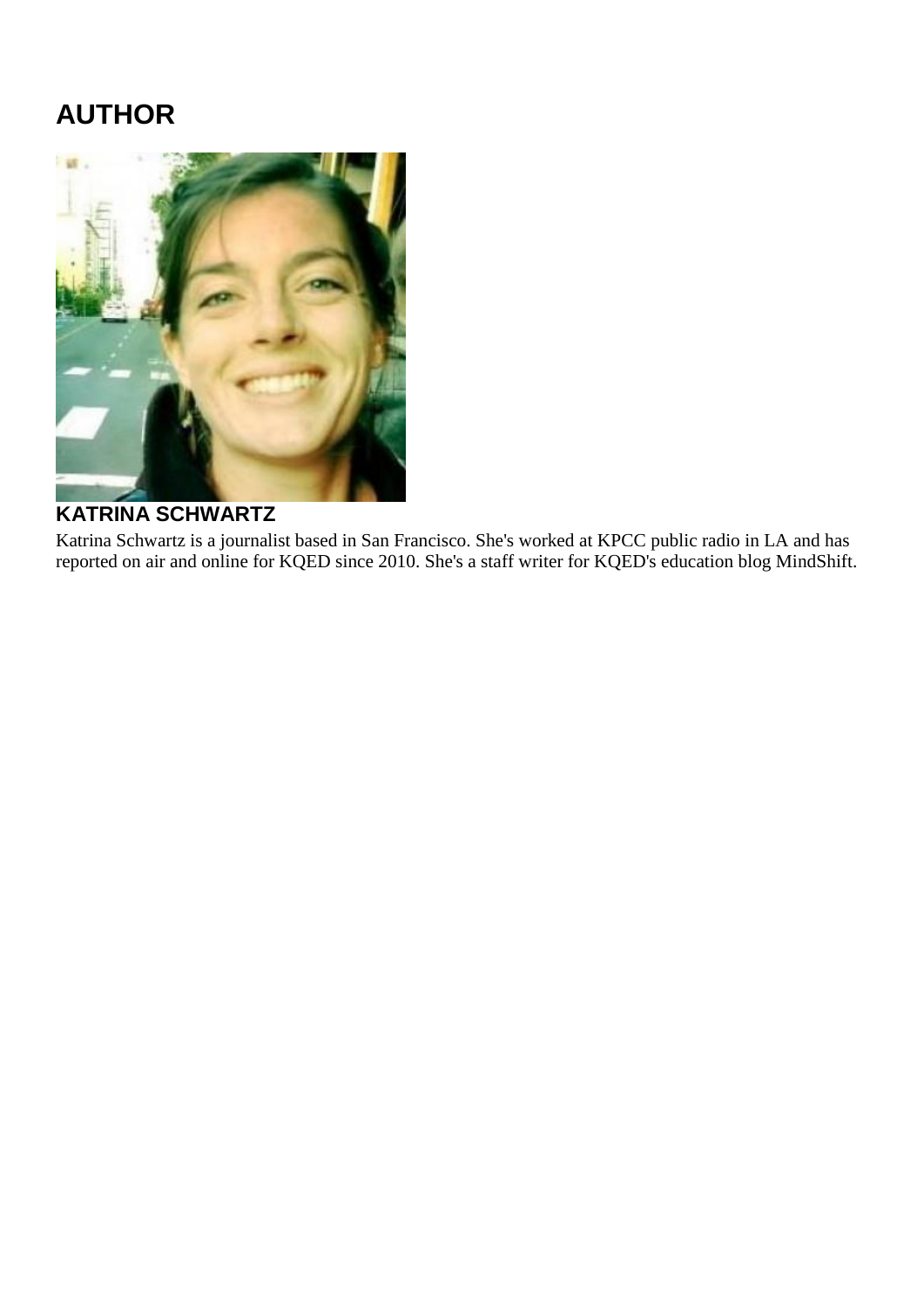## AUTHOR

### KATRINA SCHWARTZ

Katrina Schwartz is a journalist based in San Francisco. She's worked at KPCC public radio in LA and has reported on air and online for KQED since 2010. She's a staff writer for KQED's education blog MindShift.